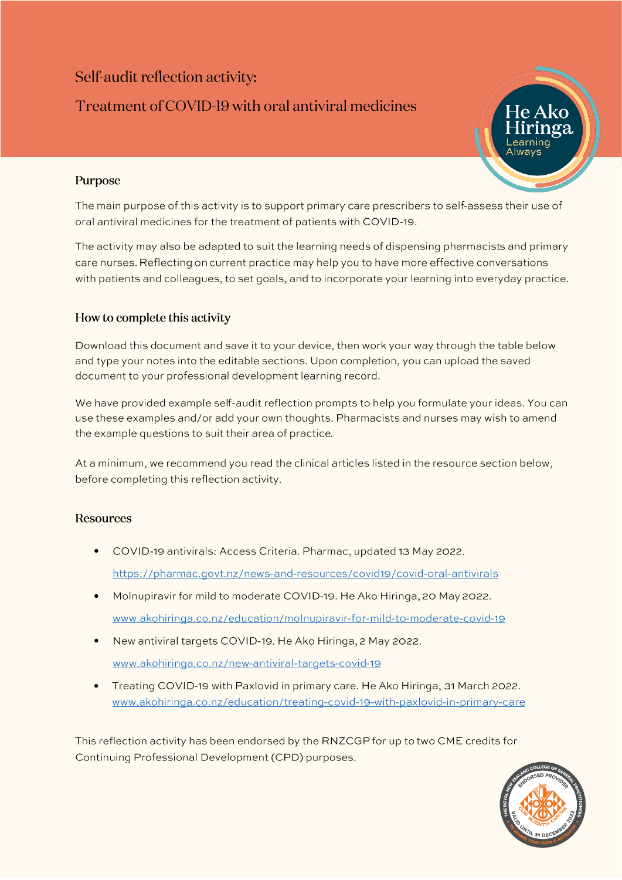# Self-audit reflection activity:

# Treatment of COVID-19 with oral antiviral medicines

## Purpose

The main purpose of this activity is to support primary care prescribers to self-assess their use of oral antiviral medicines for the treatment of patients with COVID-19.

The activity may also be adapted to suit the learning needs of dispensing pharmacists and primary care nurses. Reflecting on current practice may help you to have more effective conversations with patients and colleagues, to set goals, and to incorporate your learning into everyday practice.

## How to complete this activity

Download this document and save it to your device, then work your way through the table below and type your notes into the editable sections. Upon completion, you can upload the saved document to your professional development learning record.

We have provided example self-audit reflection prompts to help you formulate your ideas. You can use these examples and/or add your own thoughts. Pharmacists and nurses may wish to amend the example questions to suit their area of practice.

At a minimum, we recommend you read the clinical articles listed in the resource section below, before completing this reflection activity.

## Resources

- COVID-19 antivirals: Access Criteria. Pharmac, updated 13 May 2022.
  https://pharmac.govt.nz/news-and-resources/covid19/covid-oral-antivirals
- Molnupiravir for mild to moderate COVID-19. He Ako Hiringa, 20 May 2022.
  www.akohiringa.co.nz/education/molnupiravir-for-mild-to-moderate-covid-19
- New antiviral targets COVID-19. He Ako Hiringa, 2 May 2022.
  www.akohiringa.co.nz/new-antiviral-targets-covid-19
- Treating COVID-19 with Paxlovid in primary care. He Ako Hiringa, 31 March 2022.
  www.akohiringa.co.nz/education/treating-covid-19-with-paxlovid-in-primary-care

This reflection activity has been endorsed by the RNZCGP for up to two CME credits for Continuing Professional Development (CPD) purposes.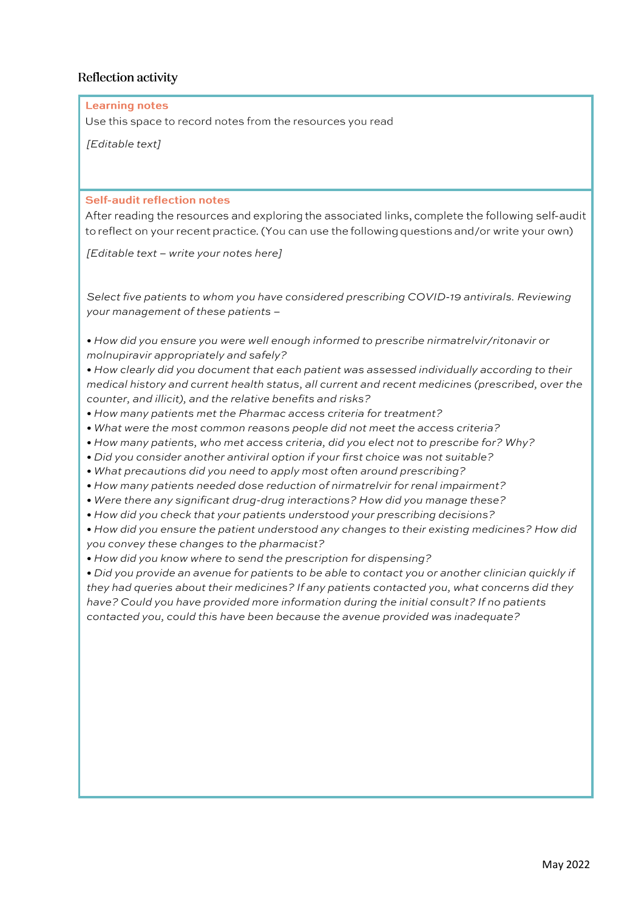## Reflection activity

**Learning notes**

Use this space to record notes from the resources you read

*[Editable text]*

**Self-audit reflection notes**

After reading the resources and exploring the associated links, complete the following self-audit to reflect on your recent practice. (You can use the following questions and/or write your own)

*[Editable text – write your notes here]*

*Select five patients to whom you have considered prescribing COVID-19 antivirals. Reviewing your management of these patients –*

- *How did you ensure you were well enough informed to prescribe nirmatrelvir/ritonavir or molnupiravir appropriately and safely?*
- *How clearly did you document that each patient was assessed individually according to their medical history and current health status, all current and recent medicines (prescribed, over the counter, and illicit), and the relative benefits and risks?*
- *How many patients met the Pharmac access criteria for treatment?*
- *What were the most common reasons people did not meet the access criteria?*
- *How many patients, who met access criteria, did you elect not to prescribe for? Why?*
- *Did you consider another antiviral option if your first choice was not suitable?*
- *What precautions did you need to apply most often around prescribing?*
- *How many patients needed dose reduction of nirmatrelvir for renal impairment?*
- *Were there any significant drug-drug interactions? How did you manage these?*
- *How did you check that your patients understood your prescribing decisions?*
- *How did you ensure the patient understood any changes to their existing medicines? How did you convey these changes to the pharmacist?*
- *How did you know where to send the prescription for dispensing?*
- *Did you provide an avenue for patients to be able to contact you or another clinician quickly if they had queries about their medicines? If any patients contacted you, what concerns did they have? Could you have provided more information during the initial consult? If no patients contacted you, could this have been because the avenue provided was inadequate?*

May 2022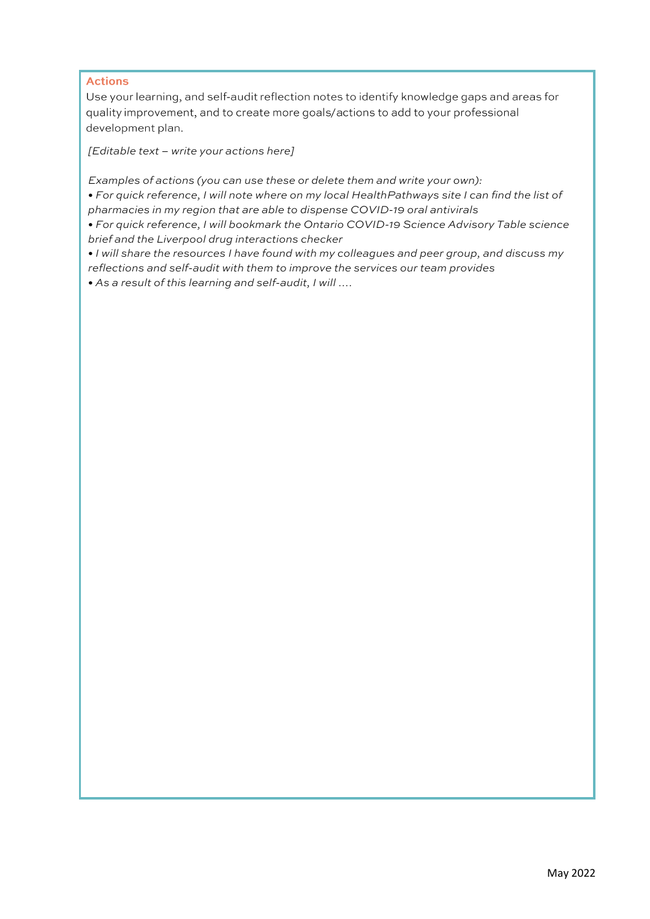## Actions

Use your learning, and self-audit reflection notes to identify knowledge gaps and areas for quality improvement, and to create more goals/actions to add to your professional development plan.

*[Editable text – write your actions here]*

*Examples of actions (you can use these or delete them and write your own):*

- *For quick reference, I will note where on my local HealthPathways site I can find the list of pharmacies in my region that are able to dispense COVID-19 oral antivirals*
- *For quick reference, I will bookmark the Ontario COVID-19 Science Advisory Table science brief and the Liverpool drug interactions checker*
- *I will share the resources I have found with my colleagues and peer group, and discuss my reflections and self-audit with them to improve the services our team provides*
- *As a result of this learning and self-audit, I will ….*

May 2022